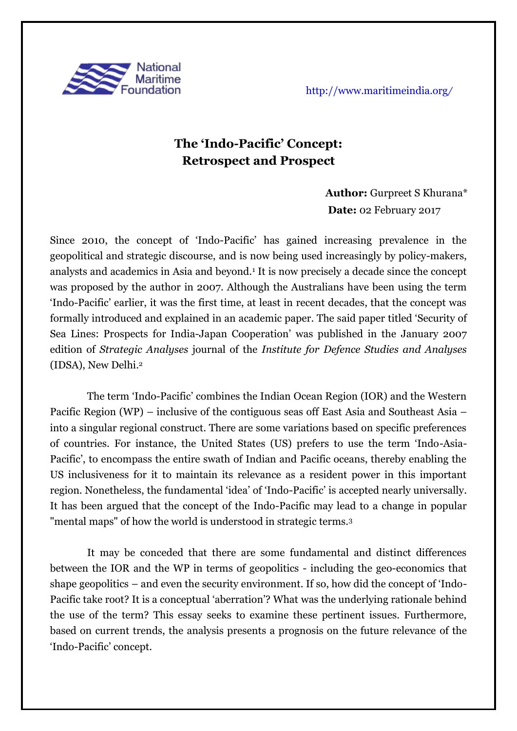National Maritime Foundation

http://www.maritimeindia.org/

# The 'Indo-Pacific' Concept: Retrospect and Prospect

**Author:** Gurpreet S Khurana*

**Date:** 02 February 2017

Since 2010, the concept of 'Indo-Pacific' has gained increasing prevalence in the geopolitical and strategic discourse, and is now being used increasingly by policy-makers, analysts and academics in Asia and beyond.[1] It is now precisely a decade since the concept was proposed by the author in 2007. Although the Australians have been using the term 'Indo-Pacific' earlier, it was the first time, at least in recent decades, that the concept was formally introduced and explained in an academic paper. The said paper titled 'Security of Sea Lines: Prospects for India-Japan Cooperation' was published in the January 2007 edition of *Strategic Analyses* journal of the *Institute for Defence Studies and Analyses* (IDSA), New Delhi.[2]

The term 'Indo-Pacific' combines the Indian Ocean Region (IOR) and the Western Pacific Region (WP) – inclusive of the contiguous seas off East Asia and Southeast Asia – into a singular regional construct. There are some variations based on specific preferences of countries. For instance, the United States (US) prefers to use the term 'Indo-Asia-Pacific', to encompass the entire swath of Indian and Pacific oceans, thereby enabling the US inclusiveness for it to maintain its relevance as a resident power in this important region. Nonetheless, the fundamental 'idea' of 'Indo-Pacific' is accepted nearly universally. It has been argued that the concept of the Indo-Pacific may lead to a change in popular "mental maps" of how the world is understood in strategic terms.[3]

It may be conceded that there are some fundamental and distinct differences between the IOR and the WP in terms of geopolitics - including the geo-economics that shape geopolitics – and even the security environment. If so, how did the concept of 'Indo-Pacific take root? It is a conceptual 'aberration'? What was the underlying rationale behind the use of the term? This essay seeks to examine these pertinent issues. Furthermore, based on current trends, the analysis presents a prognosis on the future relevance of the 'Indo-Pacific' concept.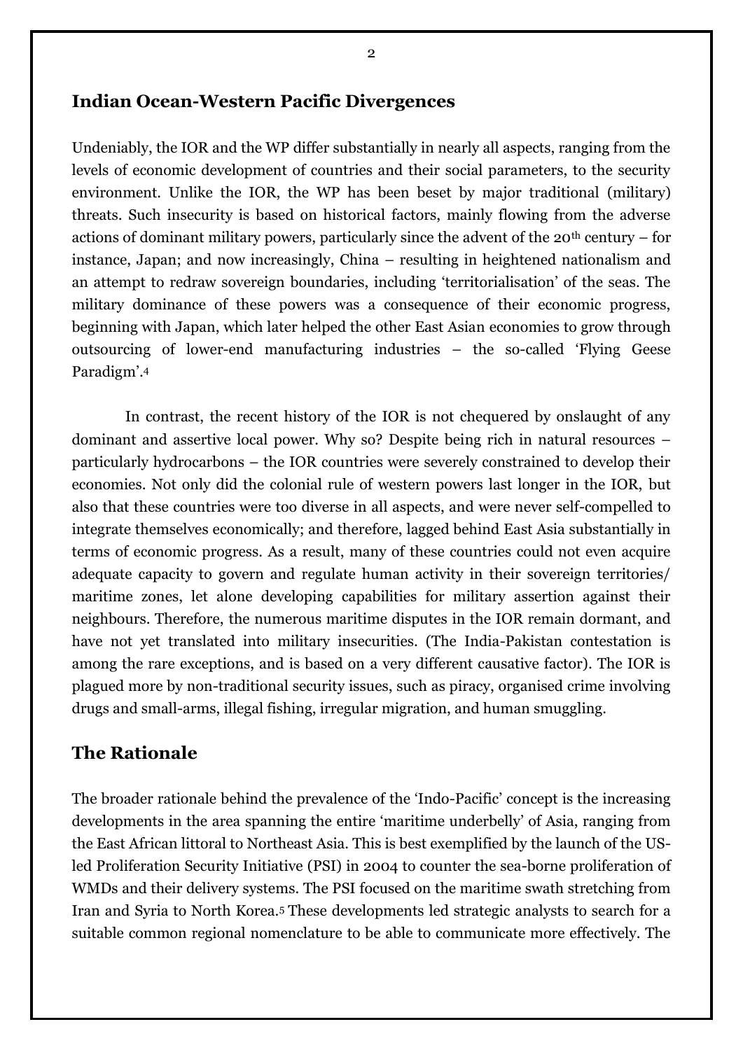## Indian Ocean-Western Pacific Divergences

Undeniably, the IOR and the WP differ substantially in nearly all aspects, ranging from the levels of economic development of countries and their social parameters, to the security environment. Unlike the IOR, the WP has been beset by major traditional (military) threats. Such insecurity is based on historical factors, mainly flowing from the adverse actions of dominant military powers, particularly since the advent of the 20th century – for instance, Japan; and now increasingly, China – resulting in heightened nationalism and an attempt to redraw sovereign boundaries, including 'territorialisation' of the seas. The military dominance of these powers was a consequence of their economic progress, beginning with Japan, which later helped the other East Asian economies to grow through outsourcing of lower-end manufacturing industries – the so-called 'Flying Geese Paradigm'.[4]

In contrast, the recent history of the IOR is not chequered by onslaught of any dominant and assertive local power. Why so? Despite being rich in natural resources – particularly hydrocarbons – the IOR countries were severely constrained to develop their economies. Not only did the colonial rule of western powers last longer in the IOR, but also that these countries were too diverse in all aspects, and were never self-compelled to integrate themselves economically; and therefore, lagged behind East Asia substantially in terms of economic progress. As a result, many of these countries could not even acquire adequate capacity to govern and regulate human activity in their sovereign territories/ maritime zones, let alone developing capabilities for military assertion against their neighbours. Therefore, the numerous maritime disputes in the IOR remain dormant, and have not yet translated into military insecurities. (The India-Pakistan contestation is among the rare exceptions, and is based on a very different causative factor). The IOR is plagued more by non-traditional security issues, such as piracy, organised crime involving drugs and small-arms, illegal fishing, irregular migration, and human smuggling.

## The Rationale

The broader rationale behind the prevalence of the 'Indo-Pacific' concept is the increasing developments in the area spanning the entire 'maritime underbelly' of Asia, ranging from the East African littoral to Northeast Asia. This is best exemplified by the launch of the US-led Proliferation Security Initiative (PSI) in 2004 to counter the sea-borne proliferation of WMDs and their delivery systems. The PSI focused on the maritime swath stretching from Iran and Syria to North Korea.[5] These developments led strategic analysts to search for a suitable common regional nomenclature to be able to communicate more effectively. The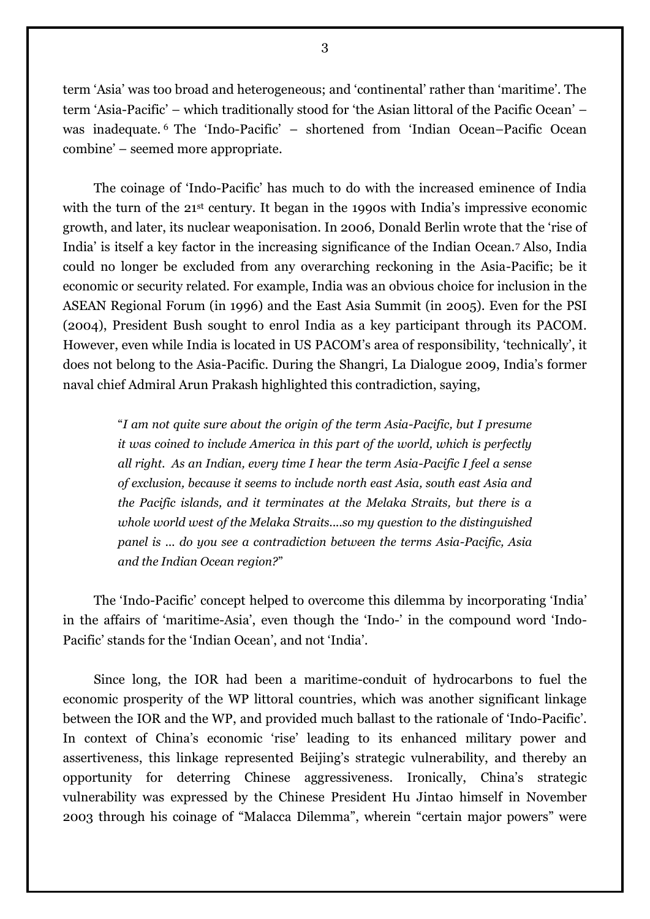term 'Asia' was too broad and heterogeneous; and 'continental' rather than 'maritime'. The term 'Asia-Pacific' – which traditionally stood for 'the Asian littoral of the Pacific Ocean' – was inadequate.[6] The 'Indo-Pacific' – shortened from 'Indian Ocean–Pacific Ocean combine' – seemed more appropriate.

The coinage of 'Indo-Pacific' has much to do with the increased eminence of India with the turn of the 21st century. It began in the 1990s with India's impressive economic growth, and later, its nuclear weaponisation. In 2006, Donald Berlin wrote that the 'rise of India' is itself a key factor in the increasing significance of the Indian Ocean.[7] Also, India could no longer be excluded from any overarching reckoning in the Asia-Pacific; be it economic or security related. For example, India was an obvious choice for inclusion in the ASEAN Regional Forum (in 1996) and the East Asia Summit (in 2005). Even for the PSI (2004), President Bush sought to enrol India as a key participant through its PACOM. However, even while India is located in US PACOM's area of responsibility, 'technically', it does not belong to the Asia-Pacific. During the Shangri, La Dialogue 2009, India's former naval chief Admiral Arun Prakash highlighted this contradiction, saying,

> "*I am not quite sure about the origin of the term Asia-Pacific, but I presume it was coined to include America in this part of the world, which is perfectly all right. As an Indian, every time I hear the term Asia-Pacific I feel a sense of exclusion, because it seems to include north east Asia, south east Asia and the Pacific islands, and it terminates at the Melaka Straits, but there is a whole world west of the Melaka Straits….so my question to the distinguished panel is … do you see a contradiction between the terms Asia-Pacific, Asia and the Indian Ocean region?*"

The 'Indo-Pacific' concept helped to overcome this dilemma by incorporating 'India' in the affairs of 'maritime-Asia', even though the 'Indo-' in the compound word 'Indo-Pacific' stands for the 'Indian Ocean', and not 'India'.

Since long, the IOR had been a maritime-conduit of hydrocarbons to fuel the economic prosperity of the WP littoral countries, which was another significant linkage between the IOR and the WP, and provided much ballast to the rationale of 'Indo-Pacific'. In context of China's economic 'rise' leading to its enhanced military power and assertiveness, this linkage represented Beijing's strategic vulnerability, and thereby an opportunity for deterring Chinese aggressiveness. Ironically, China's strategic vulnerability was expressed by the Chinese President Hu Jintao himself in November 2003 through his coinage of "Malacca Dilemma", wherein "certain major powers" were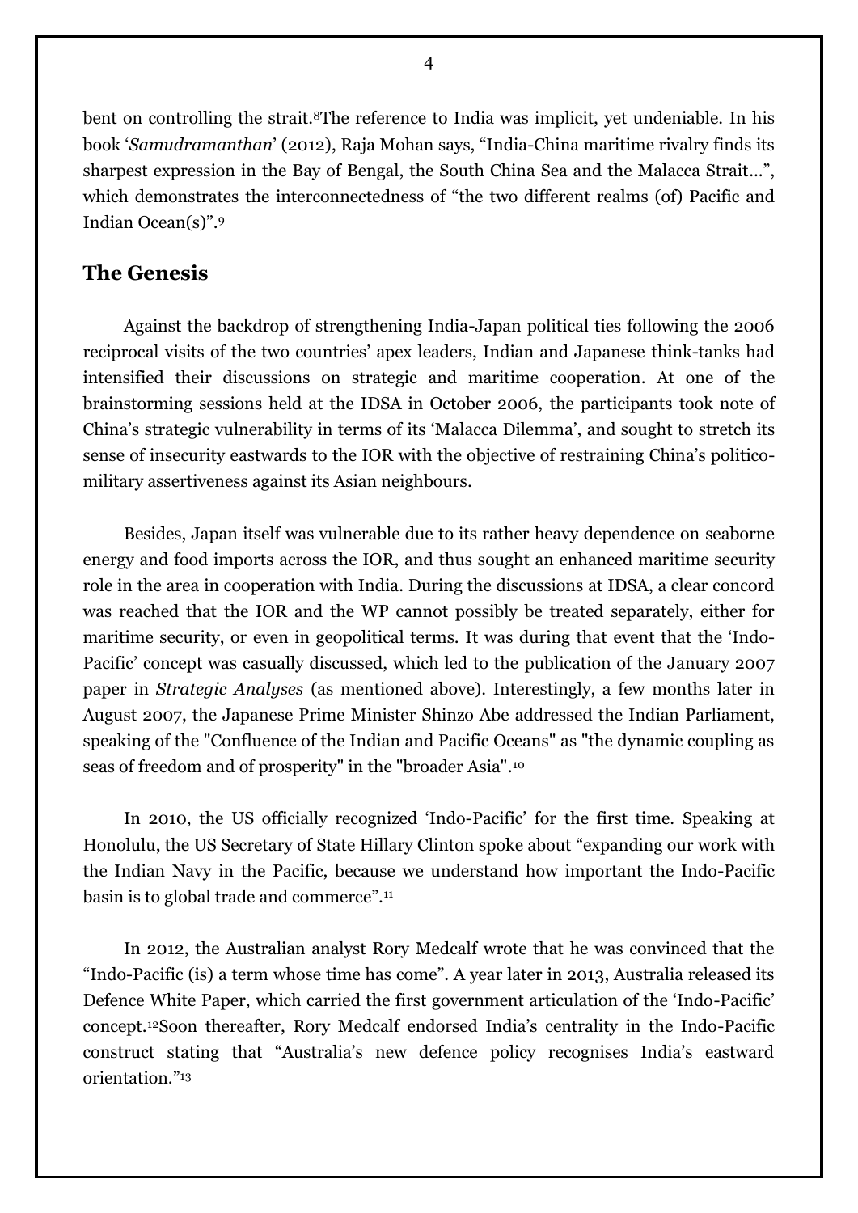bent on controlling the strait.[8]The reference to India was implicit, yet undeniable. In his book '*Samudramanthan*' (2012), Raja Mohan says, "India-China maritime rivalry finds its sharpest expression in the Bay of Bengal, the South China Sea and the Malacca Strait...", which demonstrates the interconnectedness of "the two different realms (of) Pacific and Indian Ocean(s)".[9]

## The Genesis

Against the backdrop of strengthening India-Japan political ties following the 2006 reciprocal visits of the two countries' apex leaders, Indian and Japanese think-tanks had intensified their discussions on strategic and maritime cooperation. At one of the brainstorming sessions held at the IDSA in October 2006, the participants took note of China's strategic vulnerability in terms of its 'Malacca Dilemma', and sought to stretch its sense of insecurity eastwards to the IOR with the objective of restraining China's politico-military assertiveness against its Asian neighbours.

Besides, Japan itself was vulnerable due to its rather heavy dependence on seaborne energy and food imports across the IOR, and thus sought an enhanced maritime security role in the area in cooperation with India. During the discussions at IDSA, a clear concord was reached that the IOR and the WP cannot possibly be treated separately, either for maritime security, or even in geopolitical terms. It was during that event that the 'Indo-Pacific' concept was casually discussed, which led to the publication of the January 2007 paper in *Strategic Analyses* (as mentioned above). Interestingly, a few months later in August 2007, the Japanese Prime Minister Shinzo Abe addressed the Indian Parliament, speaking of the "Confluence of the Indian and Pacific Oceans" as "the dynamic coupling as seas of freedom and of prosperity" in the "broader Asia".[10]

In 2010, the US officially recognized 'Indo-Pacific' for the first time. Speaking at Honolulu, the US Secretary of State Hillary Clinton spoke about "expanding our work with the Indian Navy in the Pacific, because we understand how important the Indo-Pacific basin is to global trade and commerce".[11]

In 2012, the Australian analyst Rory Medcalf wrote that he was convinced that the "Indo-Pacific (is) a term whose time has come". A year later in 2013, Australia released its Defence White Paper, which carried the first government articulation of the 'Indo-Pacific' concept.[12]Soon thereafter, Rory Medcalf endorsed India's centrality in the Indo-Pacific construct stating that "Australia's new defence policy recognises India's eastward orientation."[13]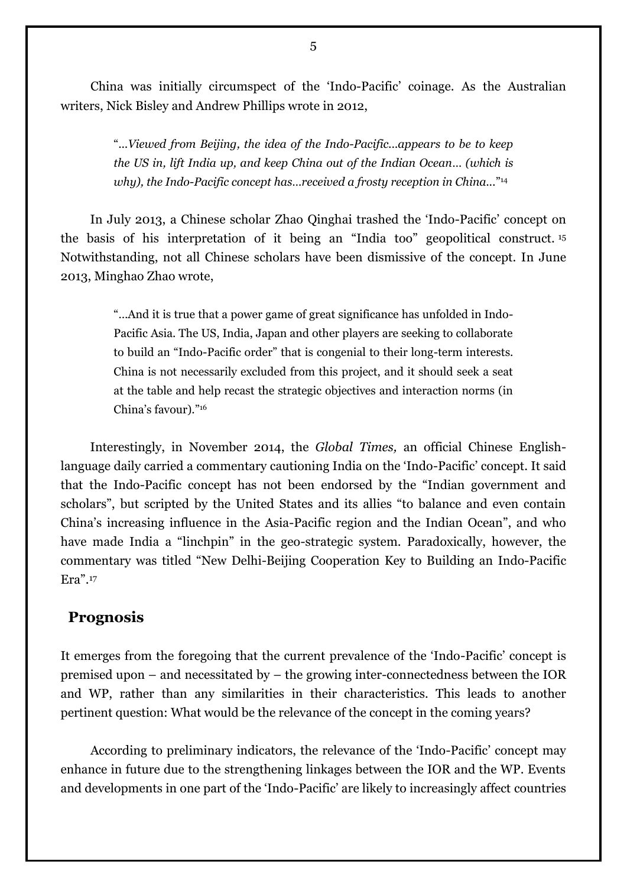China was initially circumspect of the 'Indo-Pacific' coinage. As the Australian writers, Nick Bisley and Andrew Phillips wrote in 2012,

> "*...Viewed from Beijing, the idea of the Indo-Pacific...appears to be to keep the US in, lift India up, and keep China out of the Indian Ocean... (which is why), the Indo-Pacific concept has...received a frosty reception in China...*"[14]

In July 2013, a Chinese scholar Zhao Qinghai trashed the 'Indo-Pacific' concept on the basis of his interpretation of it being an "India too" geopolitical construct.[15] Notwithstanding, not all Chinese scholars have been dismissive of the concept. In June 2013, Minghao Zhao wrote,

> "...And it is true that a power game of great significance has unfolded in Indo-Pacific Asia. The US, India, Japan and other players are seeking to collaborate to build an "Indo-Pacific order" that is congenial to their long-term interests. China is not necessarily excluded from this project, and it should seek a seat at the table and help recast the strategic objectives and interaction norms (in China's favour)."[16]

Interestingly, in November 2014, the *Global Times,* an official Chinese English-language daily carried a commentary cautioning India on the 'Indo-Pacific' concept. It said that the Indo-Pacific concept has not been endorsed by the "Indian government and scholars", but scripted by the United States and its allies "to balance and even contain China's increasing influence in the Asia-Pacific region and the Indian Ocean", and who have made India a "linchpin" in the geo-strategic system. Paradoxically, however, the commentary was titled "New Delhi-Beijing Cooperation Key to Building an Indo-Pacific Era".[17]

## Prognosis

It emerges from the foregoing that the current prevalence of the 'Indo-Pacific' concept is premised upon – and necessitated by – the growing inter-connectedness between the IOR and WP, rather than any similarities in their characteristics. This leads to another pertinent question: What would be the relevance of the concept in the coming years?

According to preliminary indicators, the relevance of the 'Indo-Pacific' concept may enhance in future due to the strengthening linkages between the IOR and the WP. Events and developments in one part of the 'Indo-Pacific' are likely to increasingly affect countries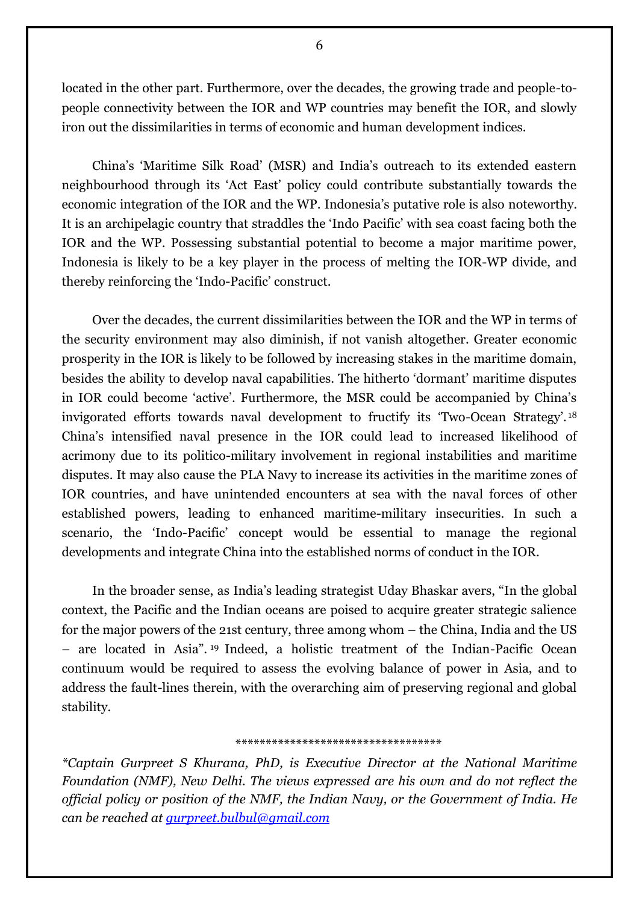located in the other part. Furthermore, over the decades, the growing trade and people-to-people connectivity between the IOR and WP countries may benefit the IOR, and slowly iron out the dissimilarities in terms of economic and human development indices.

China's 'Maritime Silk Road' (MSR) and India's outreach to its extended eastern neighbourhood through its 'Act East' policy could contribute substantially towards the economic integration of the IOR and the WP. Indonesia's putative role is also noteworthy. It is an archipelagic country that straddles the 'Indo Pacific' with sea coast facing both the IOR and the WP. Possessing substantial potential to become a major maritime power, Indonesia is likely to be a key player in the process of melting the IOR-WP divide, and thereby reinforcing the 'Indo-Pacific' construct.

Over the decades, the current dissimilarities between the IOR and the WP in terms of the security environment may also diminish, if not vanish altogether. Greater economic prosperity in the IOR is likely to be followed by increasing stakes in the maritime domain, besides the ability to develop naval capabilities. The hitherto 'dormant' maritime disputes in IOR could become 'active'. Furthermore, the MSR could be accompanied by China's invigorated efforts towards naval development to fructify its 'Two-Ocean Strategy'.[18] China's intensified naval presence in the IOR could lead to increased likelihood of acrimony due to its politico-military involvement in regional instabilities and maritime disputes. It may also cause the PLA Navy to increase its activities in the maritime zones of IOR countries, and have unintended encounters at sea with the naval forces of other established powers, leading to enhanced maritime-military insecurities. In such a scenario, the 'Indo-Pacific' concept would be essential to manage the regional developments and integrate China into the established norms of conduct in the IOR.

In the broader sense, as India's leading strategist Uday Bhaskar avers, "In the global context, the Pacific and the Indian oceans are poised to acquire greater strategic salience for the major powers of the 21st century, three among whom – the China, India and the US – are located in Asia".[19] Indeed, a holistic treatment of the Indian-Pacific Ocean continuum would be required to assess the evolving balance of power in Asia, and to address the fault-lines therein, with the overarching aim of preserving regional and global stability.

\*\*\*\*\*\*\*\*\*\*\*\*\*\*\*\*\*\*\*\*\*\*\*\*\*\*\*\*\*\*\*\*\*\*

*\*Captain Gurpreet S Khurana, PhD, is Executive Director at the National Maritime Foundation (NMF), New Delhi. The views expressed are his own and do not reflect the official policy or position of the NMF, the Indian Navy, or the Government of India. He can be reached at [gurpreet.bulbul@gmail.com](mailto:gurpreet.bulbul@gmail.com)*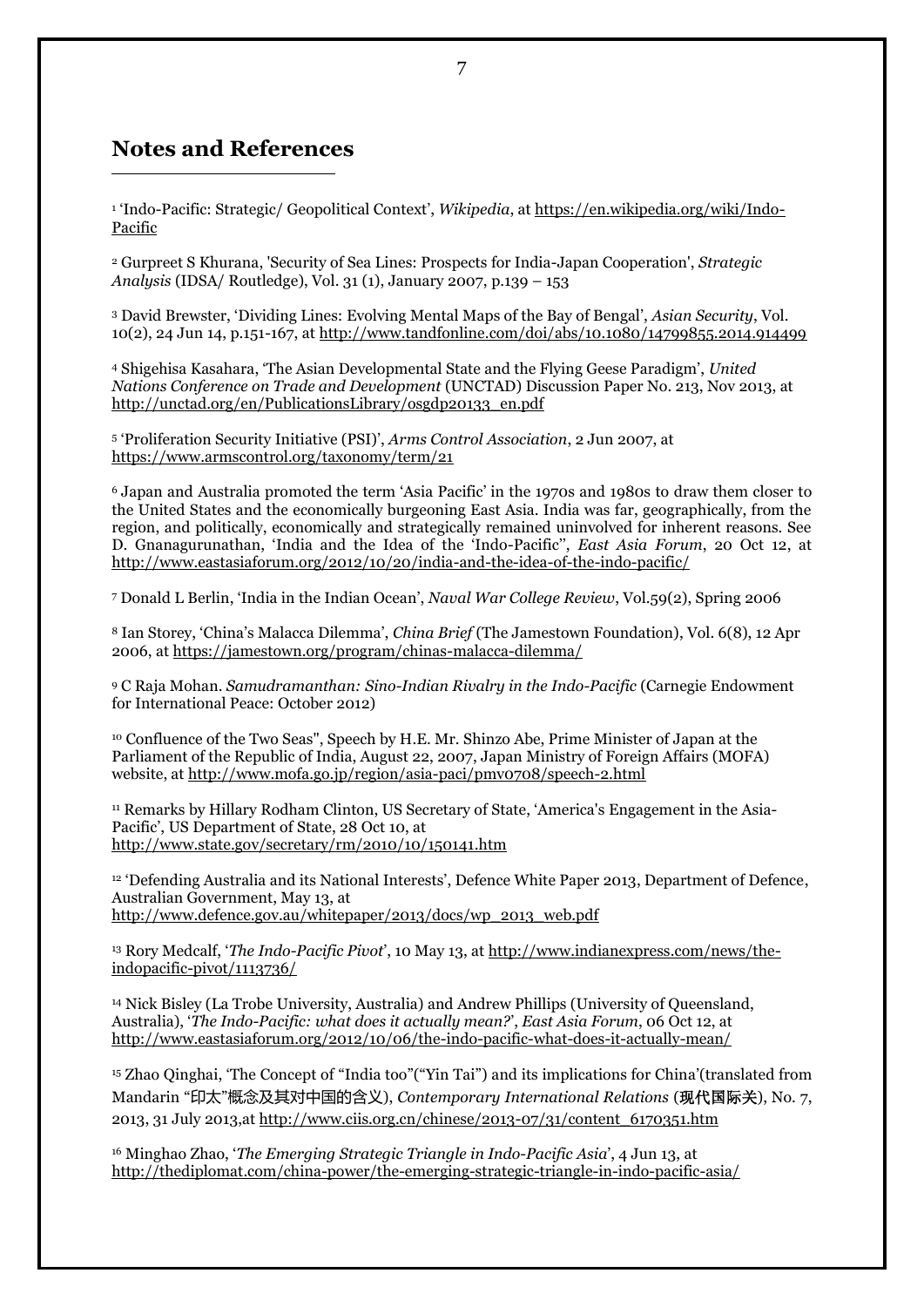## Notes and References

[1] 'Indo-Pacific: Strategic/ Geopolitical Context', *Wikipedia*, at https://en.wikipedia.org/wiki/Indo-Pacific

[2] Gurpreet S Khurana, 'Security of Sea Lines: Prospects for India-Japan Cooperation', *Strategic Analysis* (IDSA/ Routledge), Vol. 31 (1), January 2007, p.139 – 153

[3] David Brewster, 'Dividing Lines: Evolving Mental Maps of the Bay of Bengal', *Asian Security*, Vol. 10(2), 24 Jun 14, p.151-167, at http://www.tandfonline.com/doi/abs/10.1080/14799855.2014.914499

[4] Shigehisa Kasahara, 'The Asian Developmental State and the Flying Geese Paradigm', *United Nations Conference on Trade and Development* (UNCTAD) Discussion Paper No. 213, Nov 2013, at http://unctad.org/en/PublicationsLibrary/osgdp20133_en.pdf

[5] 'Proliferation Security Initiative (PSI)', *Arms Control Association*, 2 Jun 2007, at https://www.armscontrol.org/taxonomy/term/21

[6] Japan and Australia promoted the term 'Asia Pacific' in the 1970s and 1980s to draw them closer to the United States and the economically burgeoning East Asia. India was far, geographically, from the region, and politically, economically and strategically remained uninvolved for inherent reasons. See D. Gnanagurunathan, 'India and the Idea of the 'Indo-Pacific'', *East Asia Forum*, 20 Oct 12, at http://www.eastasiaforum.org/2012/10/20/india-and-the-idea-of-the-indo-pacific/

[7] Donald L Berlin, 'India in the Indian Ocean', *Naval War College Review*, Vol.59(2), Spring 2006

[8] Ian Storey, 'China's Malacca Dilemma', *China Brief* (The Jamestown Foundation), Vol. 6(8), 12 Apr 2006, at https://jamestown.org/program/chinas-malacca-dilemma/

[9] C Raja Mohan. *Samudramanthan: Sino-Indian Rivalry in the Indo-Pacific* (Carnegie Endowment for International Peace: October 2012)

[10] Confluence of the Two Seas", Speech by H.E. Mr. Shinzo Abe, Prime Minister of Japan at the Parliament of the Republic of India, August 22, 2007, Japan Ministry of Foreign Affairs (MOFA) website, at http://www.mofa.go.jp/region/asia-paci/pmv0708/speech-2.html

[11] Remarks by Hillary Rodham Clinton, US Secretary of State, 'America's Engagement in the Asia-Pacific', US Department of State, 28 Oct 10, at http://www.state.gov/secretary/rm/2010/10/150141.htm

[12] 'Defending Australia and its National Interests', Defence White Paper 2013, Department of Defence, Australian Government, May 13, at http://www.defence.gov.au/whitepaper/2013/docs/wp_2013_web.pdf

[13] Rory Medcalf, '*The Indo-Pacific Pivot*', 10 May 13, at http://www.indianexpress.com/news/the-indopacific-pivot/1113736/

[14] Nick Bisley (La Trobe University, Australia) and Andrew Phillips (University of Queensland, Australia), '*The Indo-Pacific: what does it actually mean?*', *East Asia Forum*, 06 Oct 12, at http://www.eastasiaforum.org/2012/10/06/the-indo-pacific-what-does-it-actually-mean/

[15] Zhao Qinghai, 'The Concept of "India too"("Yin Tai") and its implications for China'(translated from Mandarin "印太"概念及其对中国的含义), *Contemporary International Relations* (**现代国际关**), No. 7, 2013, 31 July 2013,at http://www.ciis.org.cn/chinese/2013-07/31/content_6170351.htm

[16] Minghao Zhao, '*The Emerging Strategic Triangle in Indo-Pacific Asia*', 4 Jun 13, at http://thediplomat.com/china-power/the-emerging-strategic-triangle-in-indo-pacific-asia/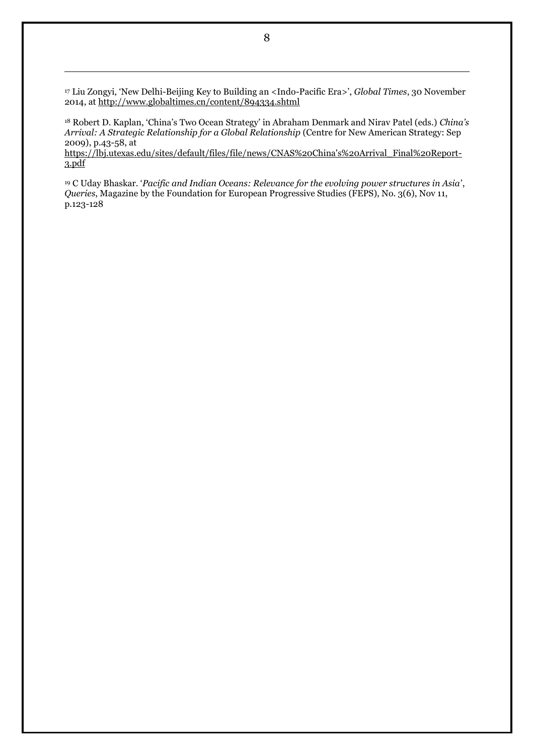[17] Liu Zongyi, 'New Delhi-Beijing Key to Building an <Indo-Pacific Era>', *Global Times*, 30 November 2014, at http://www.globaltimes.cn/content/894334.shtml

[18] Robert D. Kaplan, 'China's Two Ocean Strategy' in Abraham Denmark and Nirav Patel (eds.) *China's Arrival: A Strategic Relationship for a Global Relationship* (Centre for New American Strategy: Sep 2009), p.43-58, at https://lbj.utexas.edu/sites/default/files/file/news/CNAS%20China's%20Arrival_Final%20Report-3.pdf

[19] C Uday Bhaskar. '*Pacific and Indian Oceans: Relevance for the evolving power structures in Asia*', *Queries*, Magazine by the Foundation for European Progressive Studies (FEPS), No. 3(6), Nov 11, p.123-128